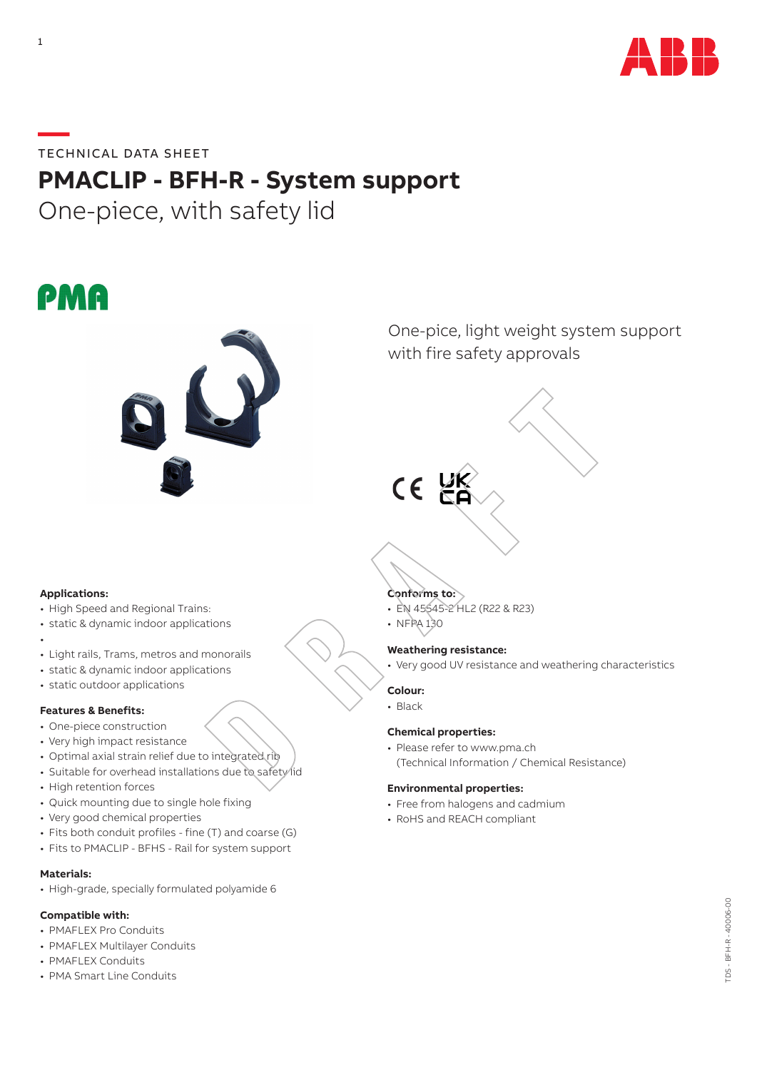TECHNICAL DATA SHEET

# PMACLIP - BFH-R - System support

## One-piece, with safety lid

One-pice, light weight system support with fire safety approvals

**Applications:**

- High Speed and Regional Trains:
- static & dynamic indoor applications
- 
- Light rails, Trams, metros and monorails
- static & dynamic indoor applications
- static outdoor applications

**Features & Benefits:**

- One-piece construction
- Very high impact resistance
- Optimal axial strain relief due to integrated rib
- Suitable for overhead installations due to safety lid
- High retention forces
- Quick mounting due to single hole fixing
- Very good chemical properties
- Fits both conduit profiles - fine (T) and coarse (G)
- Fits to PMACLIP - BFHS - Rail for system support

**Materials:**

- High-grade, specially formulated polyamide 6

**Compatible with:**

- PMAFLEX Pro Conduits
- PMAFLEX Multilayer Conduits
- PMAFLEX Conduits
- PMA Smart Line Conduits

**Conforms to:**

- EN 45545-2 HL2 (R22 & R23)
- NFPA 130

**Weathering resistance:**

- Very good UV resistance and weathering characteristics

**Colour:**

- Black

**Chemical properties:**

- Please refer to www.pma.ch (Technical Information / Chemical Resistance)

**Environmental properties:**

- Free from halogens and cadmium
- RoHS and REACH compliant

TDS - BFH-R - 40006-00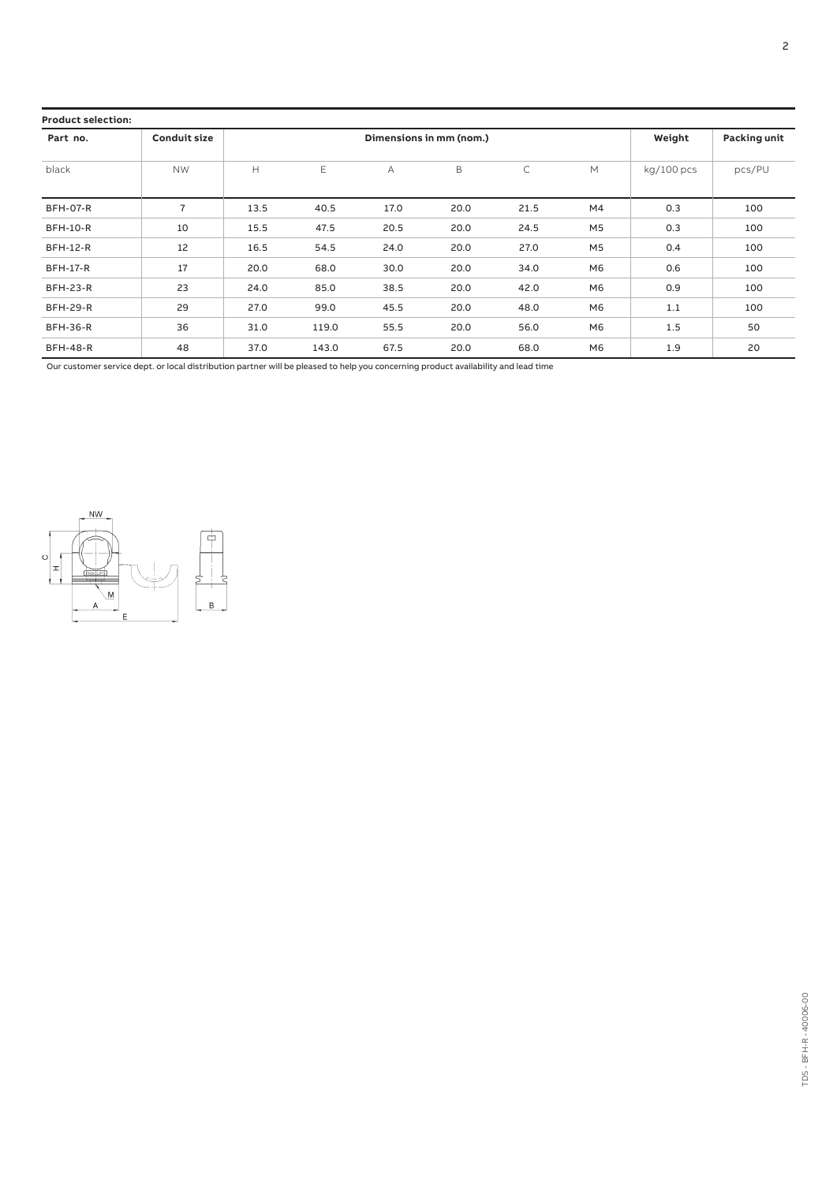**Product selection:**

| Part no. | Conduit size | Dimensions in mm (nom.) | | | | | | Weight | Packing unit |
|---|---|---|---|---|---|---|---|---|---|
| black | NW | H | E | A | B | C | M | kg/100 pcs | pcs/PU |
| BFH-07-R | 7 | 13.5 | 40.5 | 17.0 | 20.0 | 21.5 | M4 | 0.3 | 100 |
| BFH-10-R | 10 | 15.5 | 47.5 | 20.5 | 20.0 | 24.5 | M5 | 0.3 | 100 |
| BFH-12-R | 12 | 16.5 | 54.5 | 24.0 | 20.0 | 27.0 | M5 | 0.4 | 100 |
| BFH-17-R | 17 | 20.0 | 68.0 | 30.0 | 20.0 | 34.0 | M6 | 0.6 | 100 |
| BFH-23-R | 23 | 24.0 | 85.0 | 38.5 | 20.0 | 42.0 | M6 | 0.9 | 100 |
| BFH-29-R | 29 | 27.0 | 99.0 | 45.5 | 20.0 | 48.0 | M6 | 1.1 | 100 |
| BFH-36-R | 36 | 31.0 | 119.0 | 55.5 | 20.0 | 56.0 | M6 | 1.5 | 50 |
| BFH-48-R | 48 | 37.0 | 143.0 | 67.5 | 20.0 | 68.0 | M6 | 1.9 | 20 |

Our customer service dept. or local distribution partner will be pleased to help you concerning product availability and lead time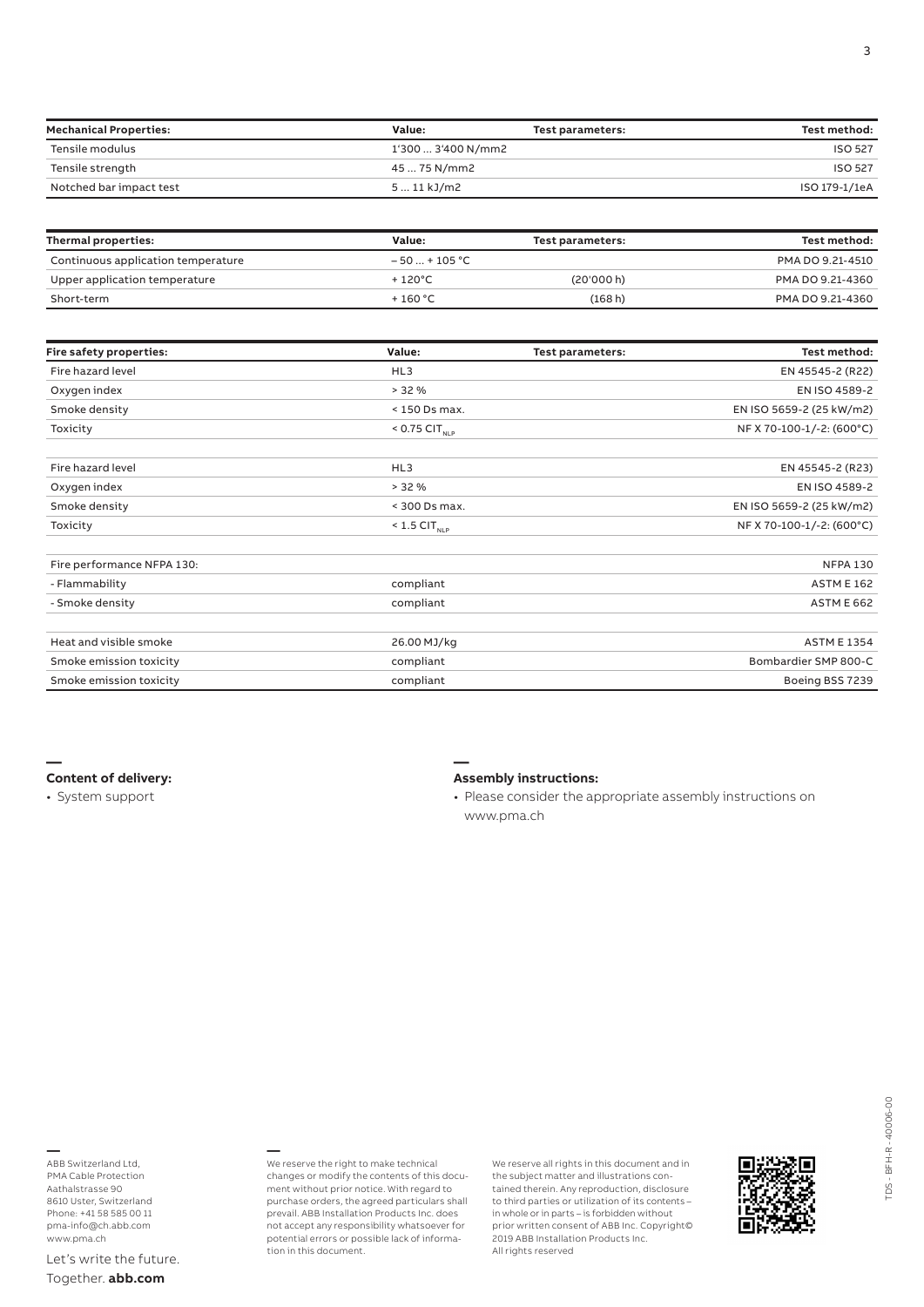| Mechanical Properties: | Value: | Test parameters: | Test method: |
| --- | --- | --- | --- |
| Tensile modulus | 1'300 ... 3'400 N/mm2 | | ISO 527 |
| Tensile strength | 45 ... 75 N/mm2 | | ISO 527 |
| Notched bar impact test | 5 ... 11 kJ/m2 | | ISO 179-1/1eA |

| Thermal properties: | Value: | Test parameters: | Test method: |
| --- | --- | --- | --- |
| Continuous application temperature | – 50 ... + 105 °C | | PMA DO 9.21-4510 |
| Upper application temperature | + 120°C | (20'000 h) | PMA DO 9.21-4360 |
| Short-term | + 160 °C | (168 h) | PMA DO 9.21-4360 |

| Fire safety properties: | Value: | Test parameters: | Test method: |
| --- | --- | --- | --- |
| Fire hazard level | HL3 | | EN 45545-2 (R22) |
| Oxygen index | > 32 % | | EN ISO 4589-2 |
| Smoke density | < 150 Ds max. | | EN ISO 5659-2 (25 kW/m2) |
| Toxicity | < 0.75 $CIT_{NLP}$ | | NF X 70-100-1/-2: (600°C) |
| | | | |
| Fire hazard level | HL3 | | EN 45545-2 (R23) |
| Oxygen index | > 32 % | | EN ISO 4589-2 |
| Smoke density | < 300 Ds max. | | EN ISO 5659-2 (25 kW/m2) |
| Toxicity | < 1.5 $CIT_{NLP}$ | | NF X 70-100-1/-2: (600°C) |
| | | | |
| Fire performance NFPA 130: | | | NFPA 130 |
| - Flammability | compliant | | ASTM E 162 |
| - Smoke density | compliant | | ASTM E 662 |
| | | | |
| Heat and visible smoke | 26.00 MJ/kg | | ASTM E 1354 |
| Smoke emission toxicity | compliant | | Bombardier SMP 800-C |
| Smoke emission toxicity | compliant | | Boeing BSS 7239 |

**Content of delivery:**

- System support

**Assembly instructions:**

- Please consider the appropriate assembly instructions on www.pma.ch

ABB Switzerland Ltd,
PMA Cable Protection
Aathalstrasse 90
8610 Uster, Switzerland
Phone: +41 58 585 00 11
pma-info@ch.abb.com
www.pma.ch

We reserve the right to make technical changes or modify the contents of this document without prior notice. With regard to purchase orders, the agreed particulars shall prevail. ABB Installation Products Inc. does not accept any responsibility whatsoever for potential errors or possible lack of information in this document.

We reserve all rights in this document and in the subject matter and illustrations contained therein. Any reproduction, disclosure to third parties or utilization of its contents – in whole or in parts – is forbidden without prior written consent of ABB Inc. Copyright© 2019 ABB Installation Products Inc. All rights reserved

Let's write the future. Together. **abb.com**

TDS - BFH-R - 40006-00